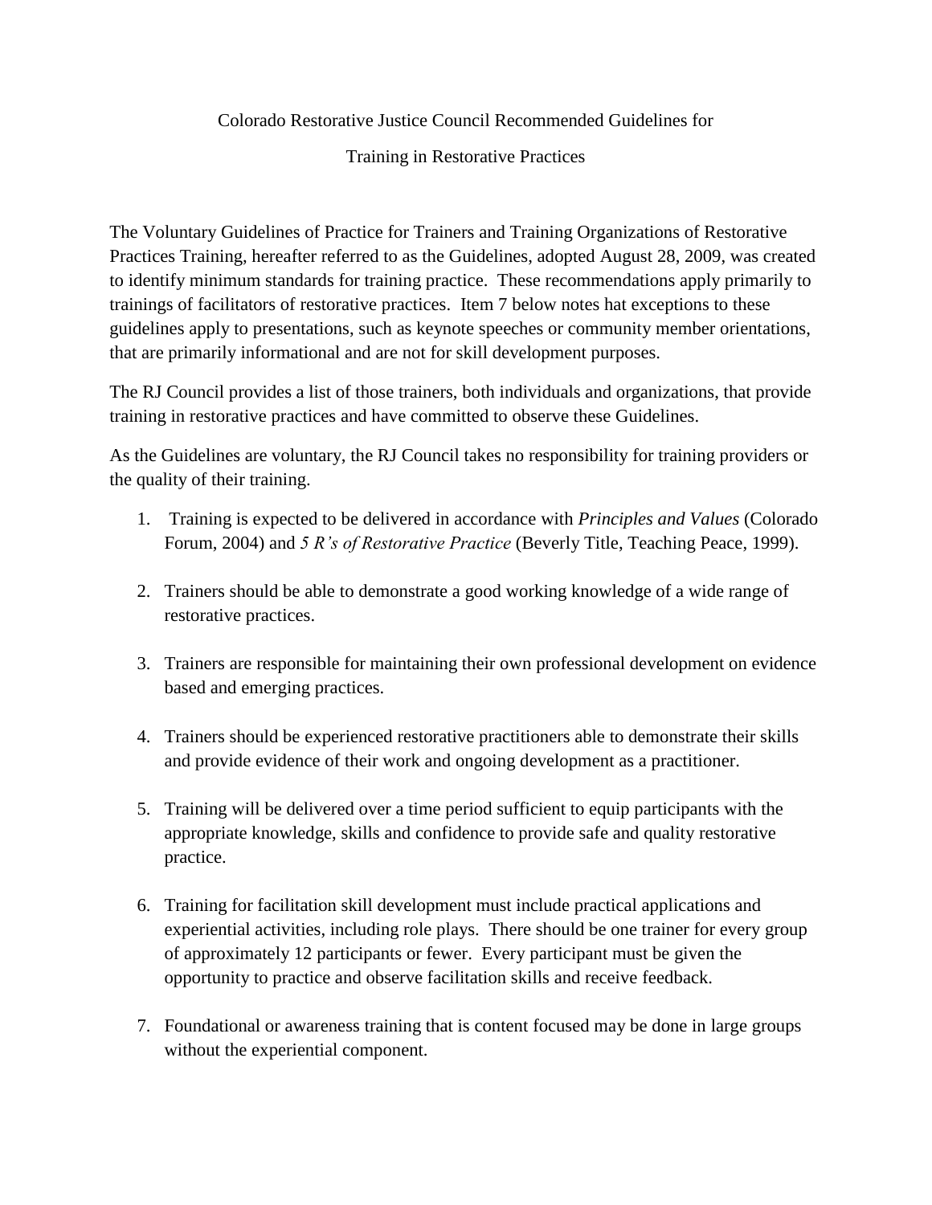# Colorado Restorative Justice Council Recommended Guidelines for Training in Restorative Practices

The Voluntary Guidelines of Practice for Trainers and Training Organizations of Restorative Practices Training, hereafter referred to as the Guidelines, adopted August 28, 2009, was created to identify minimum standards for training practice. These recommendations apply primarily to trainings of facilitators of restorative practices. Item 7 below notes hat exceptions to these guidelines apply to presentations, such as keynote speeches or community member orientations, that are primarily informational and are not for skill development purposes.

The RJ Council provides a list of those trainers, both individuals and organizations, that provide training in restorative practices and have committed to observe these Guidelines.

As the Guidelines are voluntary, the RJ Council takes no responsibility for training providers or the quality of their training.

1. Training is expected to be delivered in accordance with *Principles and Values* (Colorado Forum, 2004) and *5 R's of Restorative Practice* (Beverly Title, Teaching Peace, 1999).

2. Trainers should be able to demonstrate a good working knowledge of a wide range of restorative practices.

3. Trainers are responsible for maintaining their own professional development on evidence based and emerging practices.

4. Trainers should be experienced restorative practitioners able to demonstrate their skills and provide evidence of their work and ongoing development as a practitioner.

5. Training will be delivered over a time period sufficient to equip participants with the appropriate knowledge, skills and confidence to provide safe and quality restorative practice.

6. Training for facilitation skill development must include practical applications and experiential activities, including role plays. There should be one trainer for every group of approximately 12 participants or fewer. Every participant must be given the opportunity to practice and observe facilitation skills and receive feedback.

7. Foundational or awareness training that is content focused may be done in large groups without the experiential component.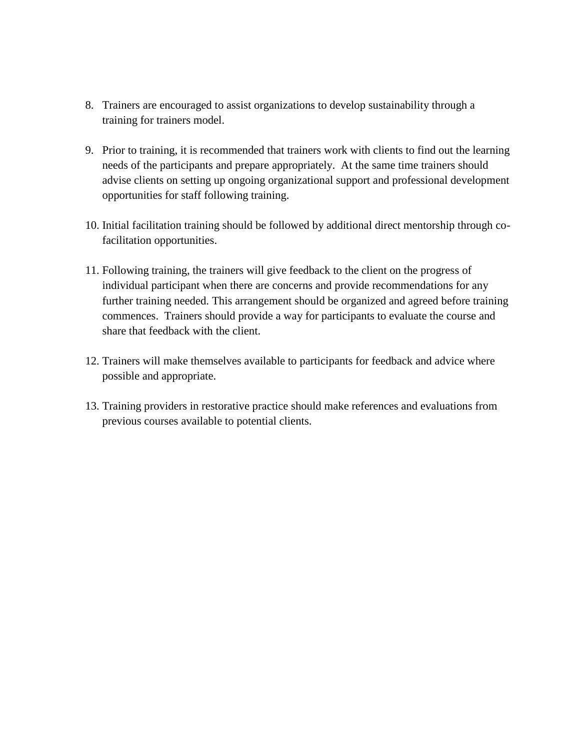8. Trainers are encouraged to assist organizations to develop sustainability through a training for trainers model.

9. Prior to training, it is recommended that trainers work with clients to find out the learning needs of the participants and prepare appropriately. At the same time trainers should advise clients on setting up ongoing organizational support and professional development opportunities for staff following training.

10. Initial facilitation training should be followed by additional direct mentorship through co-facilitation opportunities.

11. Following training, the trainers will give feedback to the client on the progress of individual participant when there are concerns and provide recommendations for any further training needed. This arrangement should be organized and agreed before training commences. Trainers should provide a way for participants to evaluate the course and share that feedback with the client.

12. Trainers will make themselves available to participants for feedback and advice where possible and appropriate.

13. Training providers in restorative practice should make references and evaluations from previous courses available to potential clients.